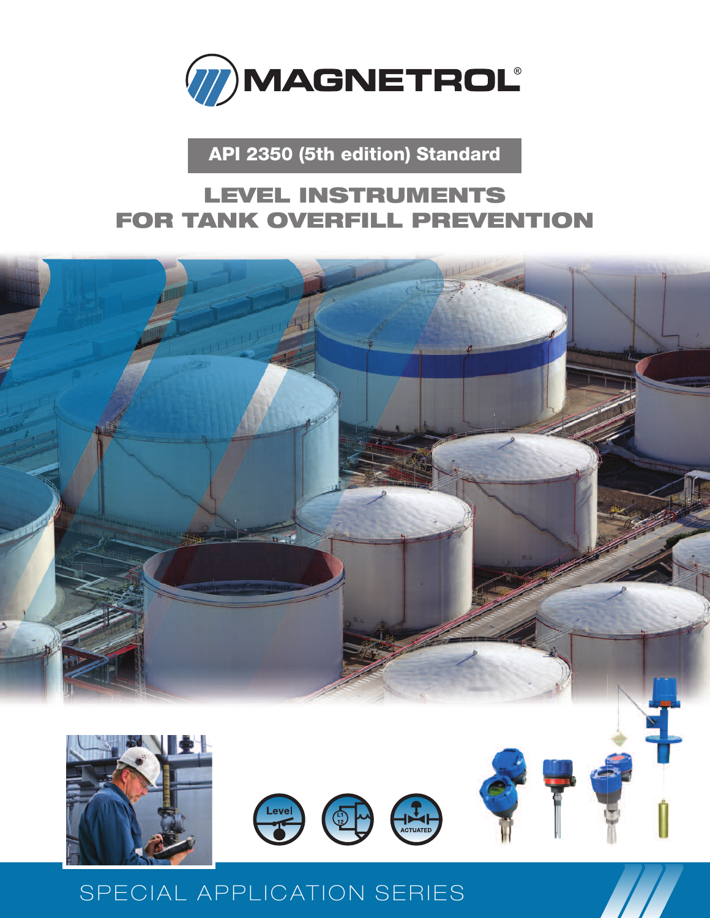MAGNETROL®

API 2350 (5th edition) Standard

# LEVEL INSTRUMENTS FOR TANK OVERFILL PREVENTION

SPECIAL APPLICATION SERIES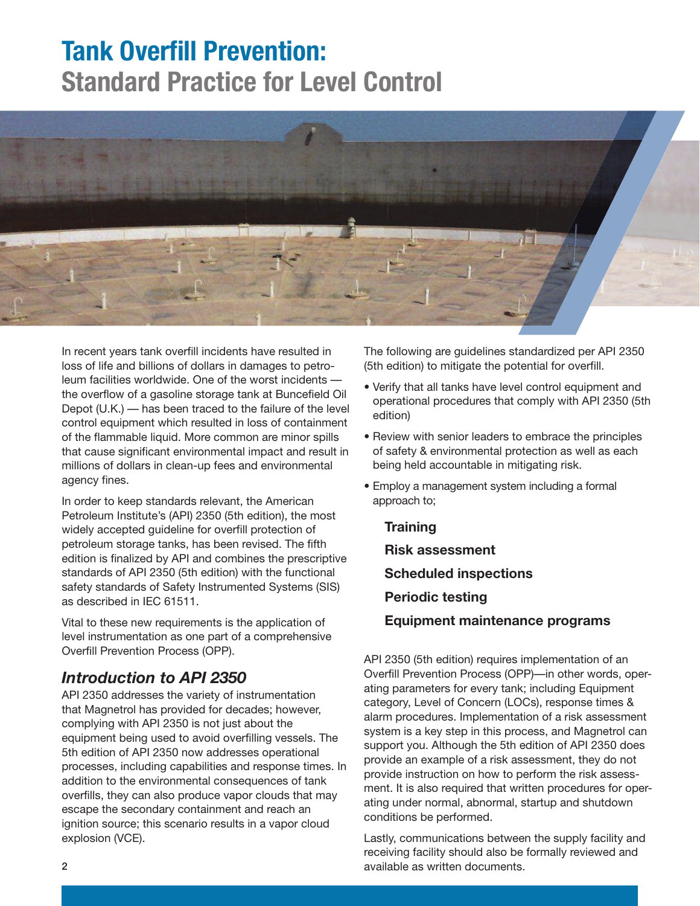# Tank Overfill Prevention:
## Standard Practice for Level Control

In recent years tank overfill incidents have resulted in loss of life and billions of dollars in damages to petroleum facilities worldwide. One of the worst incidents — the overflow of a gasoline storage tank at Buncefield Oil Depot (U.K.) — has been traced to the failure of the level control equipment which resulted in loss of containment of the flammable liquid. More common are minor spills that cause significant environmental impact and result in millions of dollars in clean-up fees and environmental agency fines.

In order to keep standards relevant, the American Petroleum Institute's (API) 2350 (5th edition), the most widely accepted guideline for overfill protection of petroleum storage tanks, has been revised. The fifth edition is finalized by API and combines the prescriptive standards of API 2350 (5th edition) with the functional safety standards of Safety Instrumented Systems (SIS) as described in IEC 61511.

Vital to these new requirements is the application of level instrumentation as one part of a comprehensive Overfill Prevention Process (OPP).

### *Introduction to API 2350*

API 2350 addresses the variety of instrumentation that Magnetrol has provided for decades; however, complying with API 2350 is not just about the equipment being used to avoid overfilling vessels. The 5th edition of API 2350 now addresses operational processes, including capabilities and response times. In addition to the environmental consequences of tank overfills, they can also produce vapor clouds that may escape the secondary containment and reach an ignition source; this scenario results in a vapor cloud explosion (VCE).

The following are guidelines standardized per API 2350 (5th edition) to mitigate the potential for overfill.

- Verify that all tanks have level control equipment and operational procedures that comply with API 2350 (5th edition)
- Review with senior leaders to embrace the principles of safety & environmental protection as well as each being held accountable in mitigating risk.
- Employ a management system including a formal approach to;

  **Training**

  **Risk assessment**

  **Scheduled inspections**

  **Periodic testing**

  **Equipment maintenance programs**

API 2350 (5th edition) requires implementation of an Overfill Prevention Process (OPP)—in other words, operating parameters for every tank; including Equipment category, Level of Concern (LOCs), response times & alarm procedures. Implementation of a risk assessment system is a key step in this process, and Magnetrol can support you. Although the 5th edition of API 2350 does provide an example of a risk assessment, they do not provide instruction on how to perform the risk assessment. It is also required that written procedures for operating under normal, abnormal, startup and shutdown conditions be performed.

Lastly, communications between the supply facility and receiving facility should also be formally reviewed and available as written documents.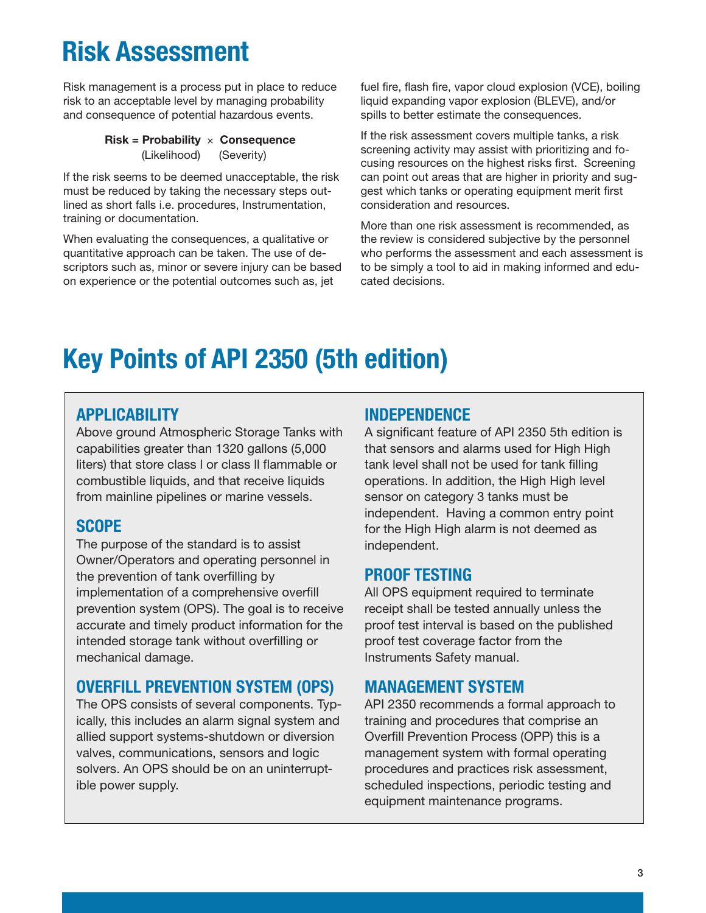# Risk Assessment

Risk management is a process put in place to reduce risk to an acceptable level by managing probability and consequence of potential hazardous events.

**Risk = Probability × Consequence**
(Likelihood) (Severity)

If the risk seems to be deemed unacceptable, the risk must be reduced by taking the necessary steps outlined as short falls i.e. procedures, Instrumentation, training or documentation.

When evaluating the consequences, a qualitative or quantitative approach can be taken. The use of descriptors such as, minor or severe injury can be based on experience or the potential outcomes such as, jet fuel fire, flash fire, vapor cloud explosion (VCE), boiling liquid expanding vapor explosion (BLEVE), and/or spills to better estimate the consequences.

If the risk assessment covers multiple tanks, a risk screening activity may assist with prioritizing and focusing resources on the highest risks first. Screening can point out areas that are higher in priority and suggest which tanks or operating equipment merit first consideration and resources.

More than one risk assessment is recommended, as the review is considered subjective by the personnel who performs the assessment and each assessment is to be simply a tool to aid in making informed and educated decisions.

# Key Points of API 2350 (5th edition)

## APPLICABILITY

Above ground Atmospheric Storage Tanks with capabilities greater than 1320 gallons (5,000 liters) that store class I or class II flammable or combustible liquids, and that receive liquids from mainline pipelines or marine vessels.

## SCOPE

The purpose of the standard is to assist Owner/Operators and operating personnel in the prevention of tank overfilling by implementation of a comprehensive overfill prevention system (OPS). The goal is to receive accurate and timely product information for the intended storage tank without overfilling or mechanical damage.

## OVERFILL PREVENTION SYSTEM (OPS)

The OPS consists of several components. Typically, this includes an alarm signal system and allied support systems-shutdown or diversion valves, communications, sensors and logic solvers. An OPS should be on an uninterruptible power supply.

## INDEPENDENCE

A significant feature of API 2350 5th edition is that sensors and alarms used for High High tank level shall not be used for tank filling operations. In addition, the High High level sensor on category 3 tanks must be independent. Having a common entry point for the High High alarm is not deemed as independent.

## PROOF TESTING

All OPS equipment required to terminate receipt shall be tested annually unless the proof test interval is based on the published proof test coverage factor from the Instruments Safety manual.

## MANAGEMENT SYSTEM

API 2350 recommends a formal approach to training and procedures that comprise an Overfill Prevention Process (OPP) this is a management system with formal operating procedures and practices risk assessment, scheduled inspections, periodic testing and equipment maintenance programs.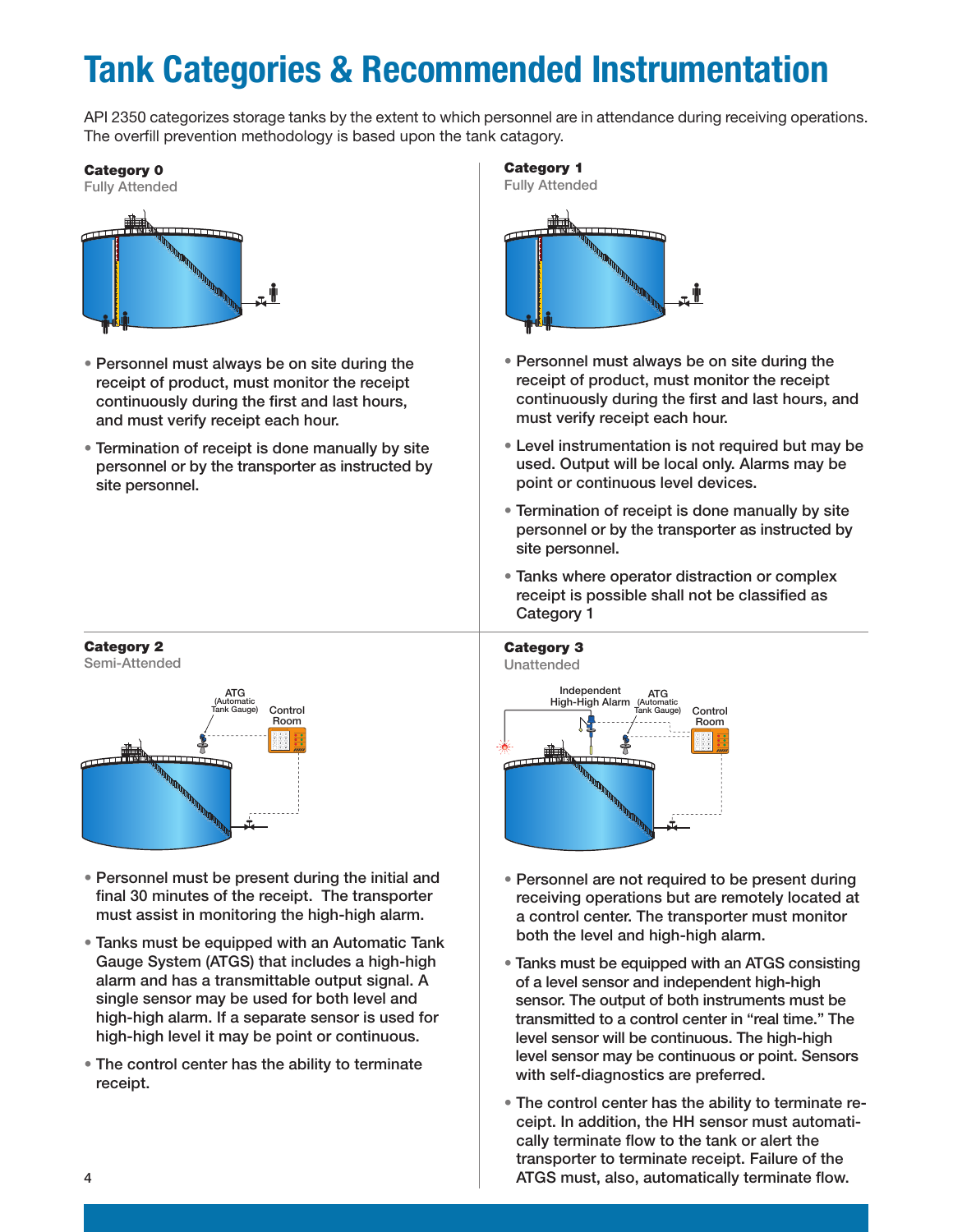# Tank Categories & Recommended Instrumentation

API 2350 categorizes storage tanks by the extent to which personnel are in attendance during receiving operations. The overfill prevention methodology is based upon the tank catagory.

**Category 0**
Fully Attended

- Personnel must always be on site during the receipt of product, must monitor the receipt continuously during the first and last hours, and must verify receipt each hour.
- Termination of receipt is done manually by site personnel or by the transporter as instructed by site personnel.

**Category 1**
Fully Attended

- Personnel must always be on site during the receipt of product, must monitor the receipt continuously during the first and last hours, and must verify receipt each hour.
- Level instrumentation is not required but may be used. Output will be local only. Alarms may be point or continuous level devices.
- Termination of receipt is done manually by site personnel or by the transporter as instructed by site personnel.
- Tanks where operator distraction or complex receipt is possible shall not be classified as Category 1

**Category 2**
Semi-Attended

ATG (Automatic Tank Gauge)
Control Room

- Personnel must be present during the initial and final 30 minutes of the receipt. The transporter must assist in monitoring the high-high alarm.
- Tanks must be equipped with an Automatic Tank Gauge System (ATGS) that includes a high-high alarm and has a transmittable output signal. A single sensor may be used for both level and high-high alarm. If a separate sensor is used for high-high level it may be point or continuous.
- The control center has the ability to terminate receipt.

**Category 3**
Unattended

Independent High-High Alarm
ATG (Automatic Tank Gauge)
Control Room

- Personnel are not required to be present during receiving operations but are remotely located at a control center. The transporter must monitor both the level and high-high alarm.
- Tanks must be equipped with an ATGS consisting of a level sensor and independent high-high sensor. The output of both instruments must be transmitted to a control center in "real time." The level sensor will be continuous. The high-high level sensor may be continuous or point. Sensors with self-diagnostics are preferred.
- The control center has the ability to terminate receipt. In addition, the HH sensor must automatically terminate flow to the tank or alert the transporter to terminate receipt. Failure of the ATGS must, also, automatically terminate flow.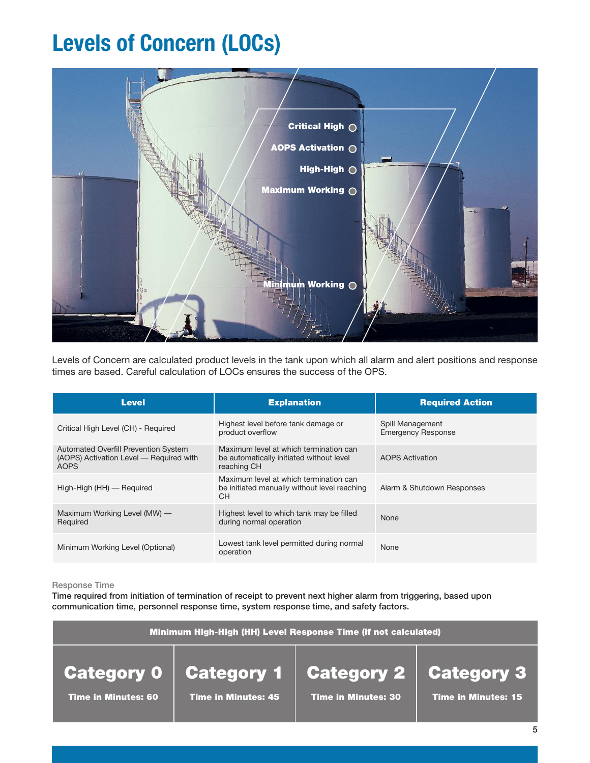# Levels of Concern (LOCs)

Critical High

AOPS Activation

High-High

Maximum Working

Minimum Working

Levels of Concern are calculated product levels in the tank upon which all alarm and alert positions and response times are based. Careful calculation of LOCs ensures the success of the OPS.

| Level | Explanation | Required Action |
|---|---|---|
| Critical High Level (CH) - Required | Highest level before tank damage or product overflow | Spill Management Emergency Response |
| Automated Overfill Prevention System (AOPS) Activation Level — Required with AOPS | Maximum level at which termination can be automatically initiated without level reaching CH | AOPS Activation |
| High-High (HH) — Required | Maximum level at which termination can be initiated manually without level reaching CH | Alarm & Shutdown Responses |
| Maximum Working Level (MW) — Required | Highest level to which tank may be filled during normal operation | None |
| Minimum Working Level (Optional) | Lowest tank level permitted during normal operation | None |

Response Time

**Time required from initiation of termination of receipt to prevent next higher alarm from triggering, based upon communication time, personnel response time, system response time, and safety factors.**

| Minimum High-High (HH) Level Response Time (if not calculated) | | | |
|---|---|---|---|
| **Category 0** | **Category 1** | **Category 2** | **Category 3** |
| Time in Minutes: 60 | Time in Minutes: 45 | Time in Minutes: 30 | Time in Minutes: 15 |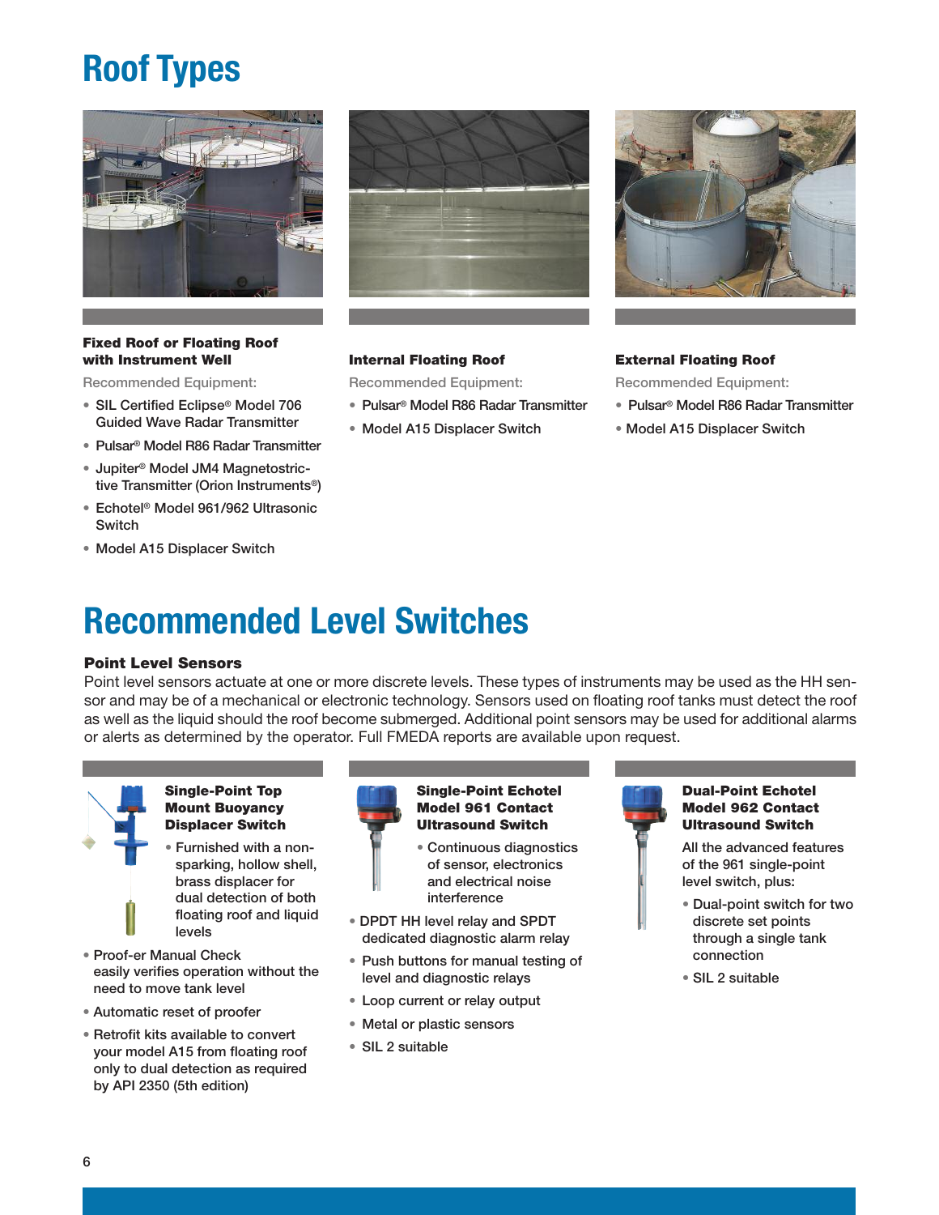# Roof Types

### Fixed Roof or Floating Roof with Instrument Well

Recommended Equipment:

- SIL Certified Eclipse® Model 706 Guided Wave Radar Transmitter
- Pulsar® Model R86 Radar Transmitter
- Jupiter® Model JM4 Magnetostrictive Transmitter (Orion Instruments®)
- Echotel® Model 961/962 Ultrasonic Switch
- Model A15 Displacer Switch

### Internal Floating Roof

Recommended Equipment:

- Pulsar® Model R86 Radar Transmitter
- Model A15 Displacer Switch

### External Floating Roof

Recommended Equipment:

- Pulsar® Model R86 Radar Transmitter
- Model A15 Displacer Switch

# Recommended Level Switches

### Point Level Sensors

Point level sensors actuate at one or more discrete levels. These types of instruments may be used as the HH sensor and may be of a mechanical or electronic technology. Sensors used on floating roof tanks must detect the roof as well as the liquid should the roof become submerged. Additional point sensors may be used for additional alarms or alerts as determined by the operator. Full FMEDA reports are available upon request.

#### Single-Point Top Mount Buoyancy Displacer Switch

- Furnished with a non-sparking, hollow shell, brass displacer for dual detection of both floating roof and liquid levels
- Proof-er Manual Check easily verifies operation without the need to move tank level
- Automatic reset of proofer
- Retrofit kits available to convert your model A15 from floating roof only to dual detection as required by API 2350 (5th edition)

#### Single-Point Echotel Model 961 Contact Ultrasound Switch

- Continuous diagnostics of sensor, electronics and electrical noise interference
- DPDT HH level relay and SPDT dedicated diagnostic alarm relay
- Push buttons for manual testing of level and diagnostic relays
- Loop current or relay output
- Metal or plastic sensors
- SIL 2 suitable

#### Dual-Point Echotel Model 962 Contact Ultrasound Switch

All the advanced features of the 961 single-point level switch, plus:

- Dual-point switch for two discrete set points through a single tank connection
- SIL 2 suitable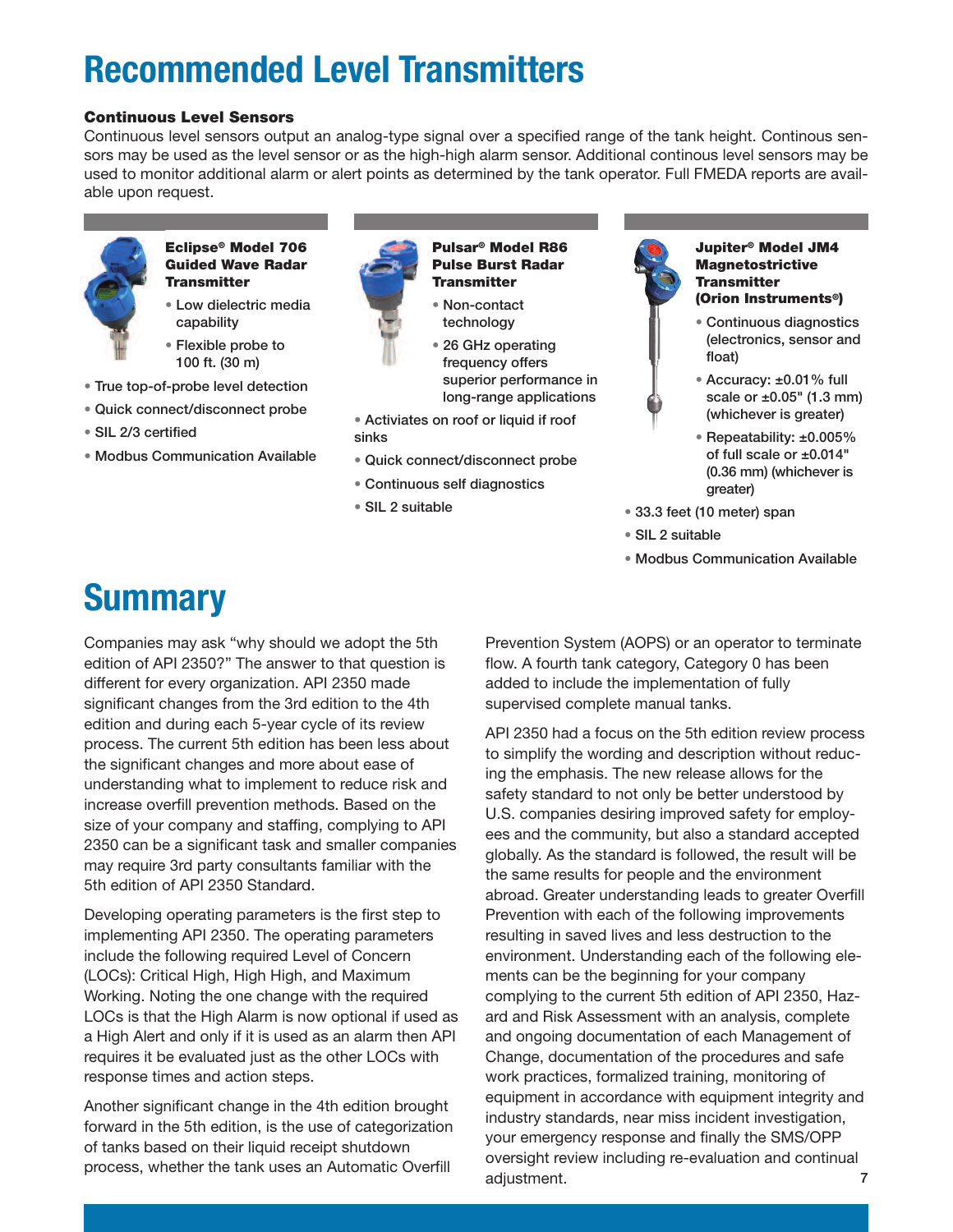# Recommended Level Transmitters

### Continuous Level Sensors

Continuous level sensors output an analog-type signal over a specified range of the tank height. Continous sensors may be used as the level sensor or as the high-high alarm sensor. Additional continous level sensors may be used to monitor additional alarm or alert points as determined by the tank operator. Full FMEDA reports are available upon request.

**Eclipse® Model 706 Guided Wave Radar Transmitter**

- Low dielectric media capability
- Flexible probe to 100 ft. (30 m)
- True top-of-probe level detection
- Quick connect/disconnect probe
- SIL 2/3 certified
- Modbus Communication Available

**Pulsar® Model R86 Pulse Burst Radar Transmitter**

- Non-contact technology
- 26 GHz operating frequency offers superior performance in long-range applications
- Activiates on roof or liquid if roof sinks
- Quick connect/disconnect probe
- Continuous self diagnostics
- SIL 2 suitable

**Jupiter® Model JM4 Magnetostrictive Transmitter (Orion Instruments®)**

- Continuous diagnostics (electronics, sensor and float)
- Accuracy: ±0.01% full scale or ±0.05" (1.3 mm) (whichever is greater)
- Repeatability: ±0.005% of full scale or ±0.014" (0.36 mm) (whichever is greater)
- 33.3 feet (10 meter) span
- SIL 2 suitable
- Modbus Communication Available

# Summary

Companies may ask "why should we adopt the 5th edition of API 2350?" The answer to that question is different for every organization. API 2350 made significant changes from the 3rd edition to the 4th edition and during each 5-year cycle of its review process. The current 5th edition has been less about the significant changes and more about ease of understanding what to implement to reduce risk and increase overfill prevention methods. Based on the size of your company and staffing, complying to API 2350 can be a significant task and smaller companies may require 3rd party consultants familiar with the 5th edition of API 2350 Standard.

Developing operating parameters is the first step to implementing API 2350. The operating parameters include the following required Level of Concern (LOCs): Critical High, High High, and Maximum Working. Noting the one change with the required LOCs is that the High Alarm is now optional if used as a High Alert and only if it is used as an alarm then API requires it be evaluated just as the other LOCs with response times and action steps.

Another significant change in the 4th edition brought forward in the 5th edition, is the use of categorization of tanks based on their liquid receipt shutdown process, whether the tank uses an Automatic Overfill Prevention System (AOPS) or an operator to terminate flow. A fourth tank category, Category 0 has been added to include the implementation of fully supervised complete manual tanks.

API 2350 had a focus on the 5th edition review process to simplify the wording and description without reducing the emphasis. The new release allows for the safety standard to not only be better understood by U.S. companies desiring improved safety for employees and the community, but also a standard accepted globally. As the standard is followed, the result will be the same results for people and the environment abroad. Greater understanding leads to greater Overfill Prevention with each of the following improvements resulting in saved lives and less destruction to the environment. Understanding each of the following elements can be the beginning for your company complying to the current 5th edition of API 2350, Hazard and Risk Assessment with an analysis, complete and ongoing documentation of each Management of Change, documentation of the procedures and safe work practices, formalized training, monitoring of equipment in accordance with equipment integrity and industry standards, near miss incident investigation, your emergency response and finally the SMS/OPP oversight review including re-evaluation and continual adjustment.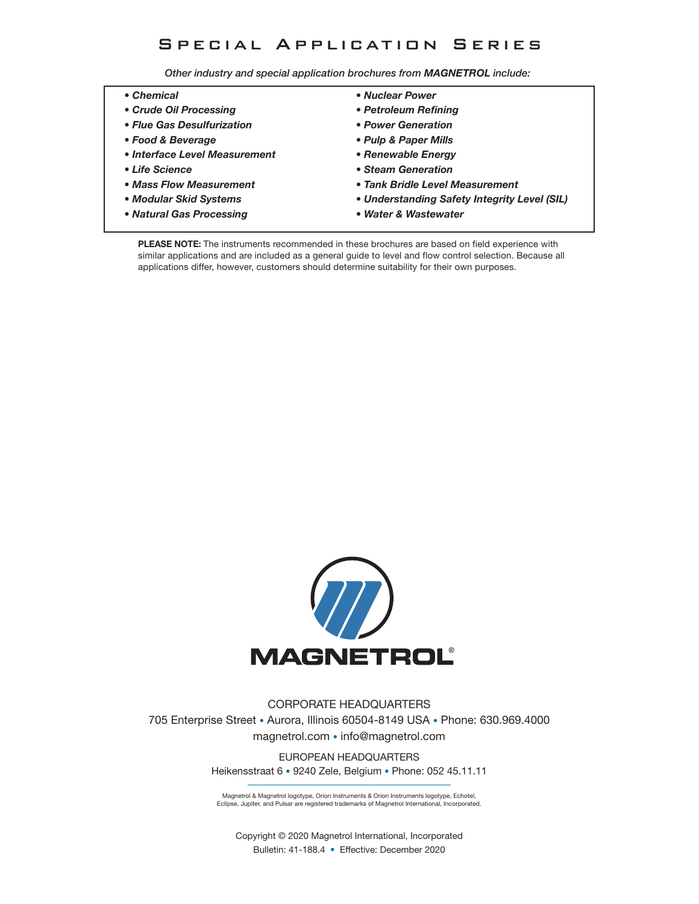# Special Application Series

*Other industry and special application brochures from **MAGNETROL** include:*

- ***Chemical***
- ***Crude Oil Processing***
- ***Flue Gas Desulfurization***
- ***Food & Beverage***
- ***Interface Level Measurement***
- ***Life Science***
- ***Mass Flow Measurement***
- ***Modular Skid Systems***
- ***Natural Gas Processing***
- ***Nuclear Power***
- ***Petroleum Refining***
- ***Power Generation***
- ***Pulp & Paper Mills***
- ***Renewable Energy***
- ***Steam Generation***
- ***Tank Bridle Level Measurement***
- ***Understanding Safety Integrity Level (SIL)***
- ***Water & Wastewater***

**PLEASE NOTE:** The instruments recommended in these brochures are based on field experience with similar applications and are included as a general guide to level and flow control selection. Because all applications differ, however, customers should determine suitability for their own purposes.

MAGNETROL®

CORPORATE HEADQUARTERS
705 Enterprise Street • Aurora, Illinois 60504-8149 USA • Phone: 630.969.4000
magnetrol.com • info@magnetrol.com

EUROPEAN HEADQUARTERS
Heikensstraat 6 • 9240 Zele, Belgium • Phone: 052 45.11.11

Magnetrol & Magnetrol logotype, Orion Instruments & Orion Instruments logotype, Echotel, Eclipse, Jupiter, and Pulsar are registered trademarks of Magnetrol International, Incorporated.

Copyright © 2020 Magnetrol International, Incorporated
Bulletin: 41-188.4 • Effective: December 2020